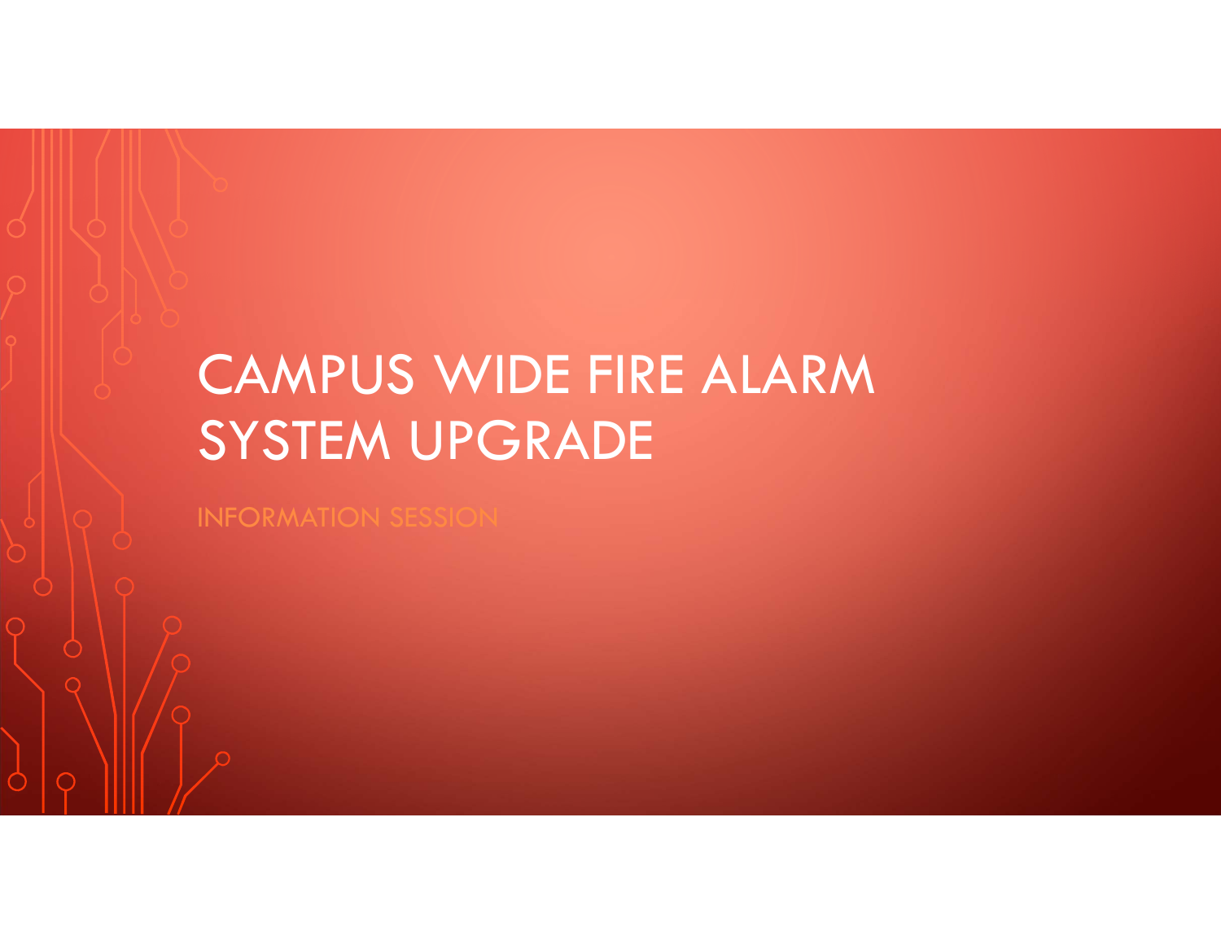# CAMPUS WIDE FIRE ALARM SYSTEM UPGRADE

INFORMATION SESSION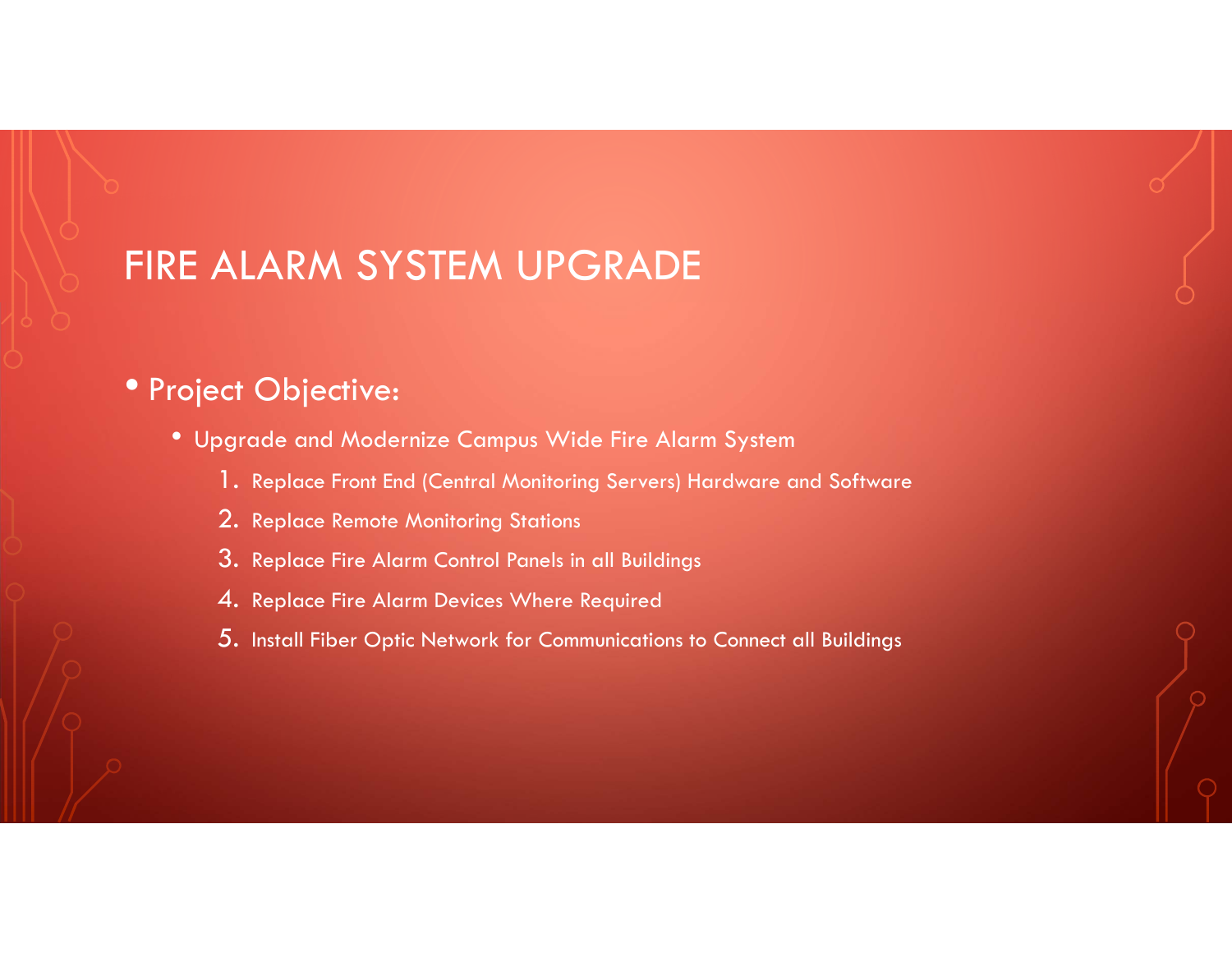# FIRE ALARM SYSTEM UPGRADE

- Project Objective:
  - Upgrade and Modernize Campus Wide Fire Alarm System
    1. Replace Front End (Central Monitoring Servers) Hardware and Software
    2. Replace Remote Monitoring Stations
    3. Replace Fire Alarm Control Panels in all Buildings
    4. Replace Fire Alarm Devices Where Required
    5. Install Fiber Optic Network for Communications to Connect all Buildings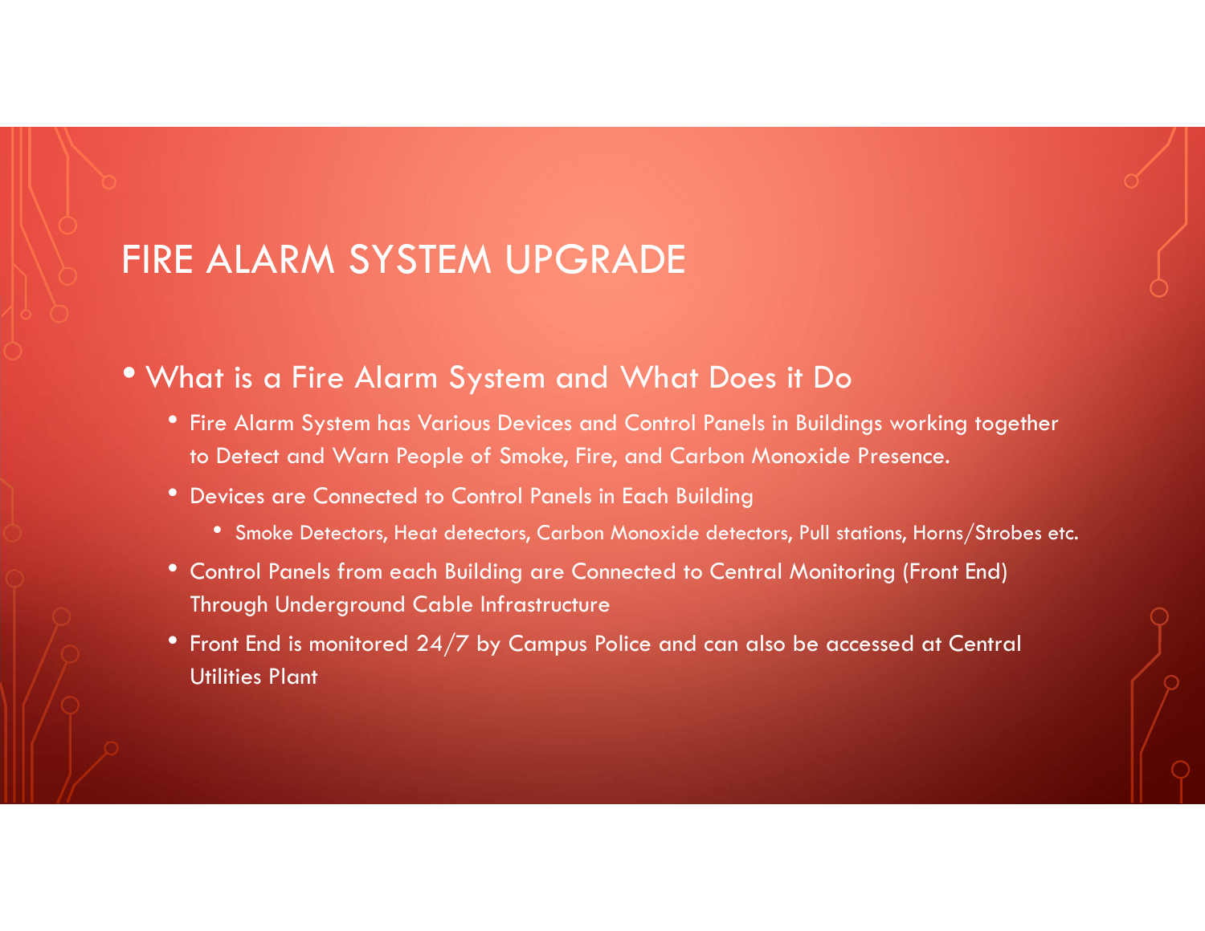# FIRE ALARM SYSTEM UPGRADE

- What is a Fire Alarm System and What Does it Do
  - Fire Alarm System has Various Devices and Control Panels in Buildings working together to Detect and Warn People of Smoke, Fire, and Carbon Monoxide Presence.
  - Devices are Connected to Control Panels in Each Building
    - Smoke Detectors, Heat detectors, Carbon Monoxide detectors, Pull stations, Horns/Strobes etc.
  - Control Panels from each Building are Connected to Central Monitoring (Front End) Through Underground Cable Infrastructure
  - Front End is monitored 24/7 by Campus Police and can also be accessed at Central Utilities Plant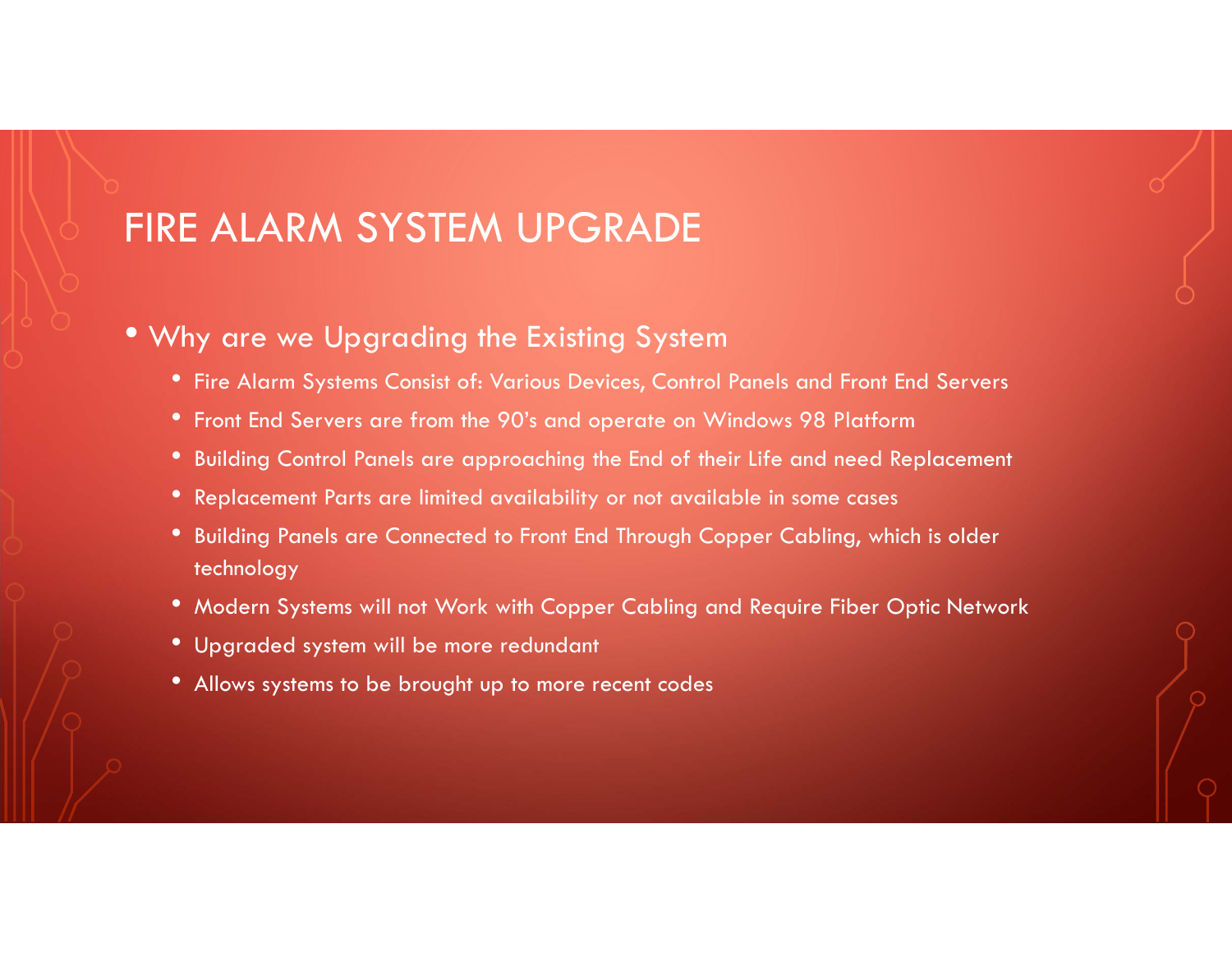# FIRE ALARM SYSTEM UPGRADE

- Why are we Upgrading the Existing System
  - Fire Alarm Systems Consist of: Various Devices, Control Panels and Front End Servers
  - Front End Servers are from the 90's and operate on Windows 98 Platform
  - Building Control Panels are approaching the End of their Life and need Replacement
  - Replacement Parts are limited availability or not available in some cases
  - Building Panels are Connected to Front End Through Copper Cabling, which is older technology
  - Modern Systems will not Work with Copper Cabling and Require Fiber Optic Network
  - Upgraded system will be more redundant
  - Allows systems to be brought up to more recent codes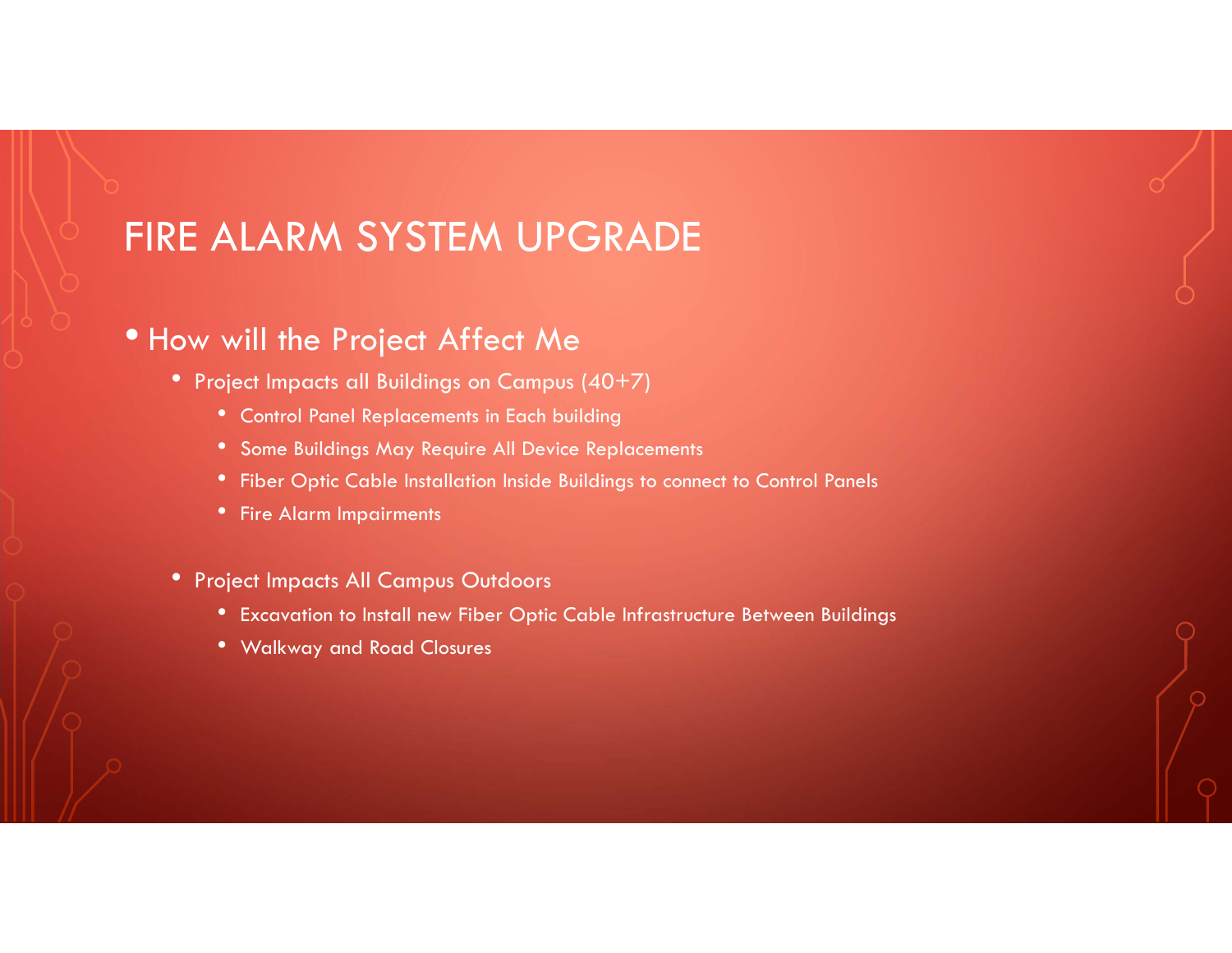# FIRE ALARM SYSTEM UPGRADE

- How will the Project Affect Me
  - Project Impacts all Buildings on Campus (40+7)
    - Control Panel Replacements in Each building
    - Some Buildings May Require All Device Replacements
    - Fiber Optic Cable Installation Inside Buildings to connect to Control Panels
    - Fire Alarm Impairments
  - Project Impacts All Campus Outdoors
    - Excavation to Install new Fiber Optic Cable Infrastructure Between Buildings
    - Walkway and Road Closures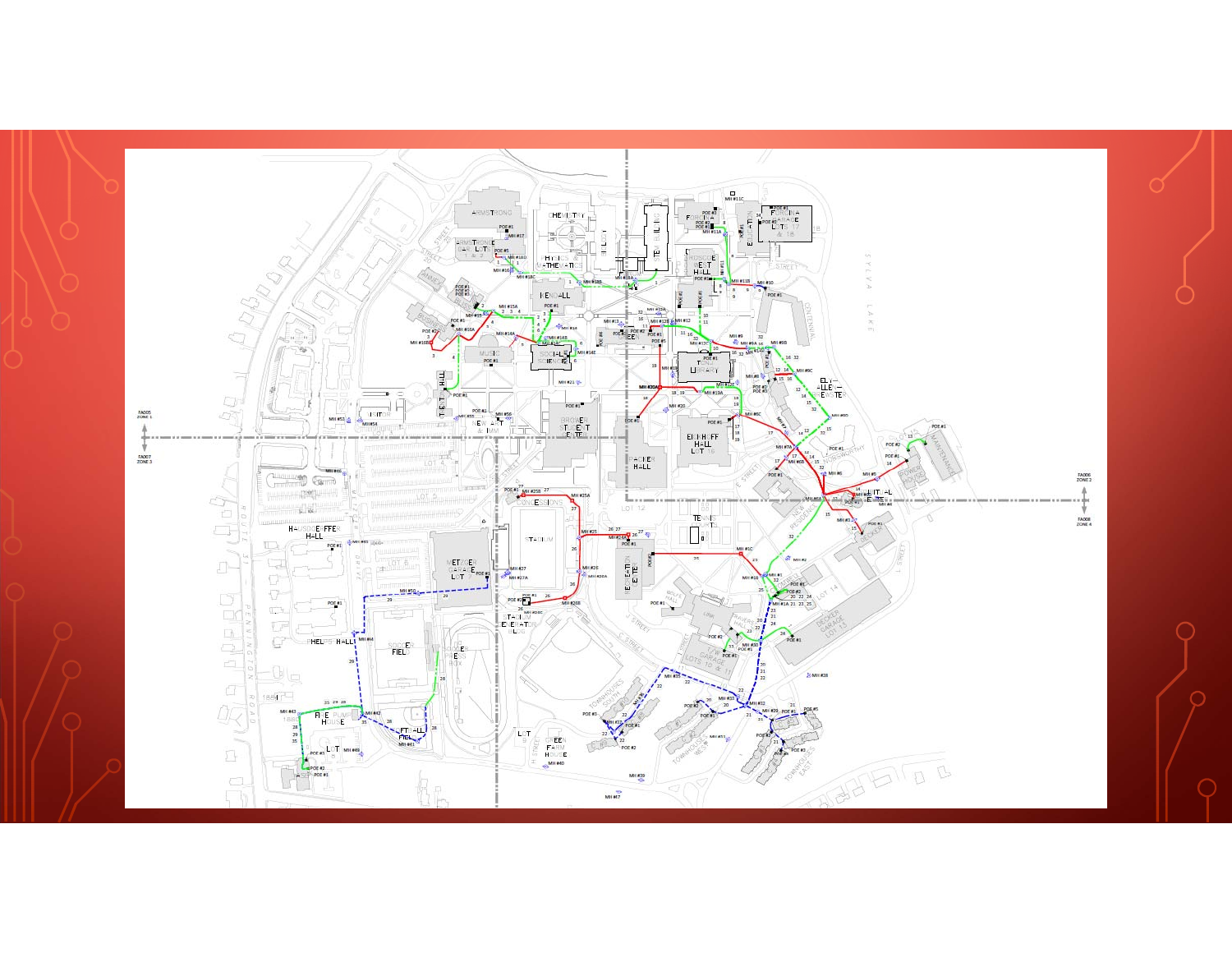FA005
ZONE 1

FA007
ZONE 3

FA006
ZONE 2

FA008
ZONE 4

ARMSTRONG

CHEMISTRY

PHYSICS & MATHEMATICS

KENDALL

MUSIC

SOCIAL SCIENCE

LIBRARY

BROWER STUDENT CENTER

PACKER HALL

EICKHOFF HALL

FORCINA GARAGE LOTS 17 & 18

ROSCOE WEST HALL

CENTENNIAL

NEW RESIDENCE

POWER HOUSE

MAINTENANCE

TENNIS COURTS

LOT 12

LOT 14

DECKER GARAGE LOT 13

WOLFE HALL

TRAVERS HALL

RECREATION CENTER

STADIUM

CONCESSIONS

STADIUM ELEVATOR BLDG

METZGER GARAGE LOT 7

LOT 4

LOT 5

LOT 6

HAUSDOERFFER HALL

PHELPS HALL

SOCCER FIELD

FIRE PUMP HOUSE

SOFTBALL FIELD

LOT 9

GREEN FARM HOUSE

TOWNHOUSES SOUTH

TOWNHOUSES WEST

TOWNHOUSES EAST

ROUTE 31

PENNINGTON ROAD

SYLVA LAKE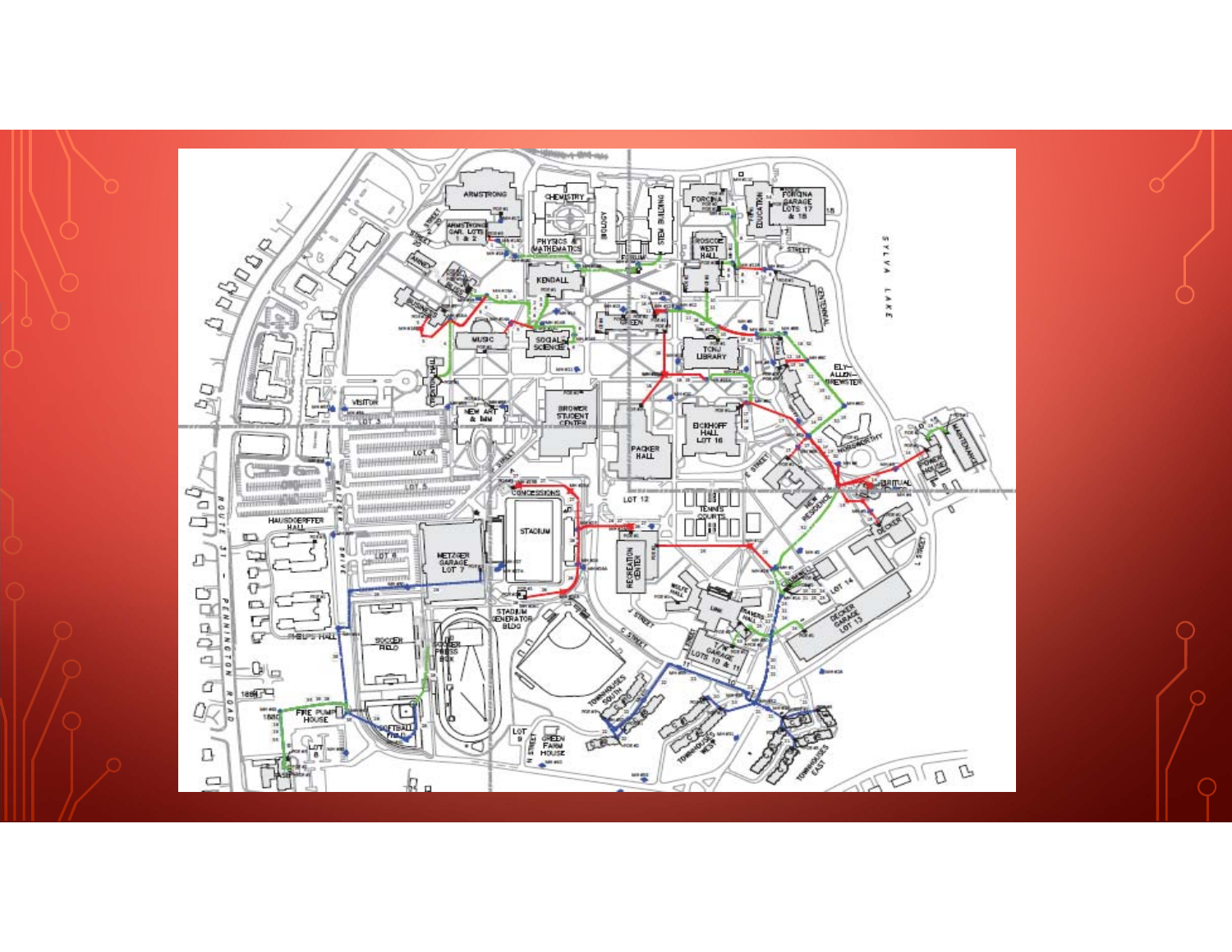ARMSTRONG
ARMSTRONG GAR. LOTS 1 & 2
CHEMISTRY
BIOLOGY
STEM BUILDING
PHYSICS & MATHEMATICS
FORCINA
FORCINA GARAGE LOTS 17 & 18
EDUCATION
ROSCOE WEST HALL
STREET
CENTENNIAL
SYLVA LAKE
KENDALL
ANNEX
BUSINESS
MUSIC
SOCIAL SCIENCE
GREEN
TCNJ LIBRARY
ELY-ALLEN-BREWSTER
WADSWORTH
MAINTENANCE
POWER HOUSE
VISITOR
LOT 3
LOT 4
LOT 5
NEW ART & IMM
BROWER STUDENT CENTER
PACKER HALL
EICKHOFF HALL LOT 16
E STREET
NEW RESIDENCE
DECKER
LOT 12
TENNIS COURTS
CONCESSIONS
STADIUM
HAUSDOERFFER HALL
LOT 6
METZGER GARAGE LOT 7
METZGER DRIVE
RECREATION CENTER
WOLFE HALL
TRAVERS HALL
LOT 14
DECKER GARAGE LOT 13
L STREET
STADIUM GENERATOR BLDG
J STREET
C STREET
GARAGE LOTS 10 & 11
SOCCER FIELD
SOCCER PRESS BOX
PHELPS HALL
TOWNHOUSES SOUTH
TOWNHOUSES WEST
TOWNHOUSES EAST
FIRE PUMP HOUSE
SOFTBALL FIELD
LOT 9
N STREET
GREEN FARM HOUSE
LOT 8
ROUTE 31 – PENNINGTON ROAD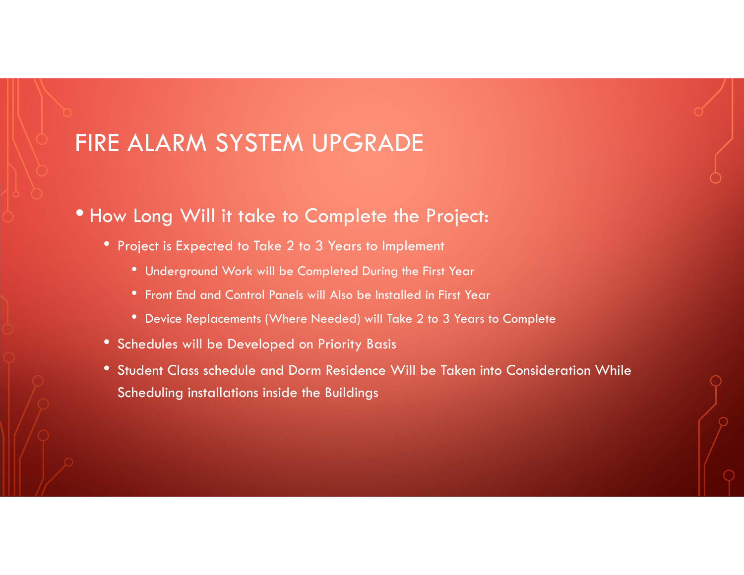# FIRE ALARM SYSTEM UPGRADE

- How Long Will it take to Complete the Project:
  - Project is Expected to Take 2 to 3 Years to Implement
    - Underground Work will be Completed During the First Year
    - Front End and Control Panels will Also be Installed in First Year
    - Device Replacements (Where Needed) will Take 2 to 3 Years to Complete
  - Schedules will be Developed on Priority Basis
  - Student Class schedule and Dorm Residence Will be Taken into Consideration While Scheduling installations inside the Buildings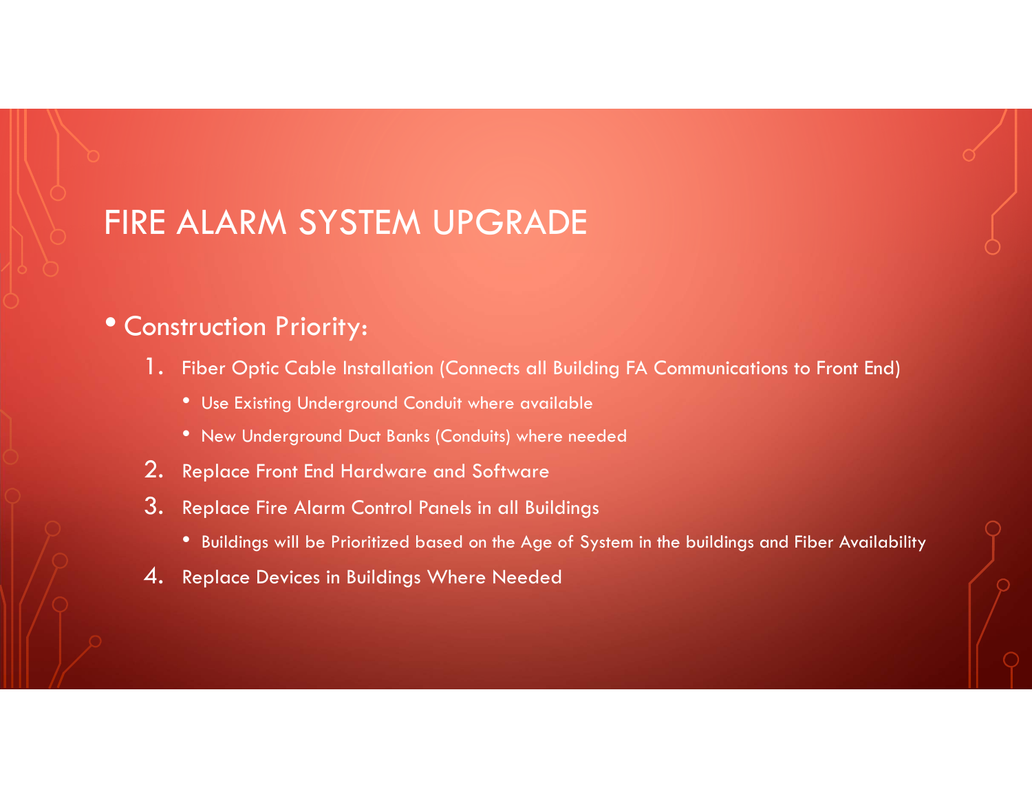# FIRE ALARM SYSTEM UPGRADE

- Construction Priority:
  1. Fiber Optic Cable Installation (Connects all Building FA Communications to Front End)
     - Use Existing Underground Conduit where available
     - New Underground Duct Banks (Conduits) where needed
  2. Replace Front End Hardware and Software
  3. Replace Fire Alarm Control Panels in all Buildings
     - Buildings will be Prioritized based on the Age of System in the buildings and Fiber Availability
  4. Replace Devices in Buildings Where Needed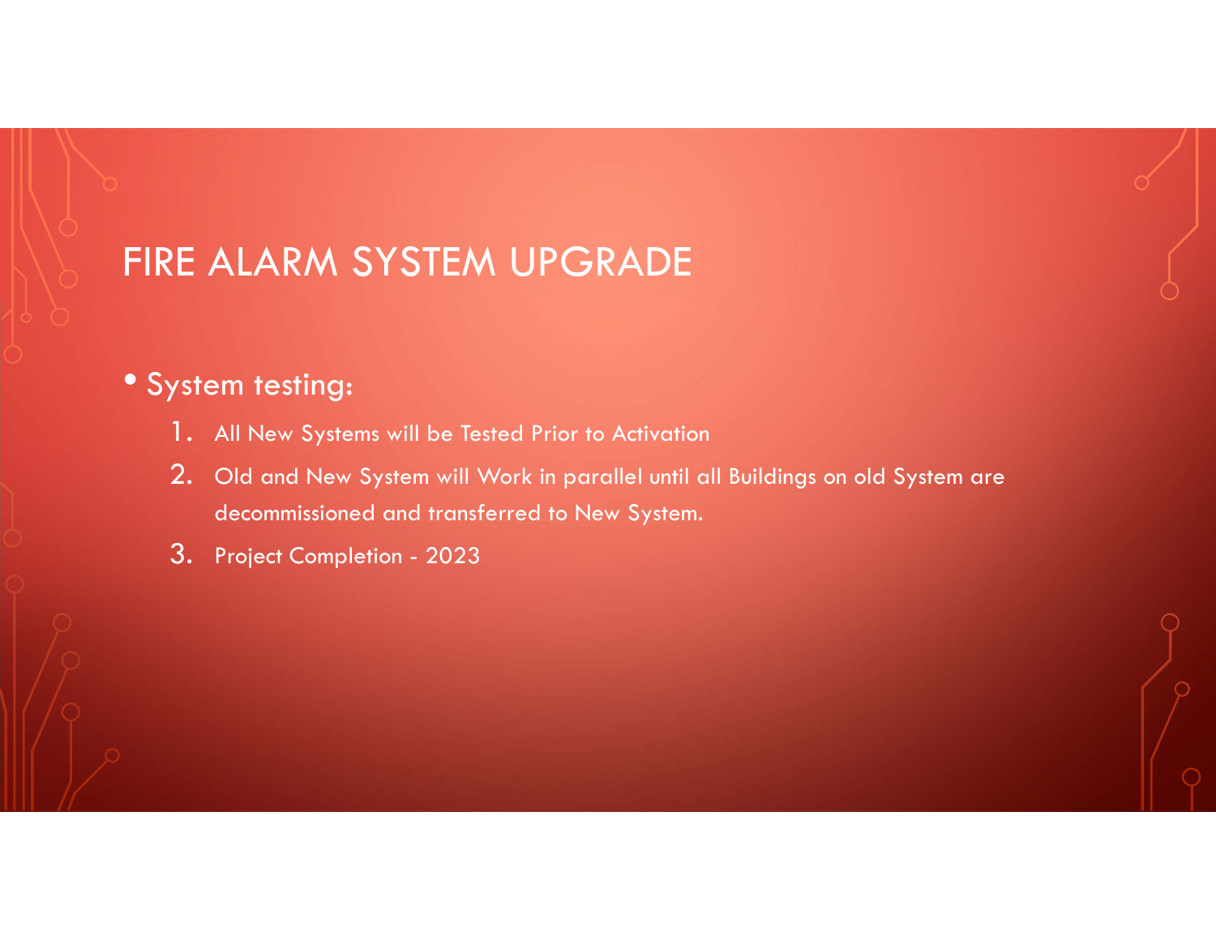# FIRE ALARM SYSTEM UPGRADE

- System testing:
  1. All New Systems will be Tested Prior to Activation
  2. Old and New System will Work in parallel until all Buildings on old System are decommissioned and transferred to New System.
  3. Project Completion - 2023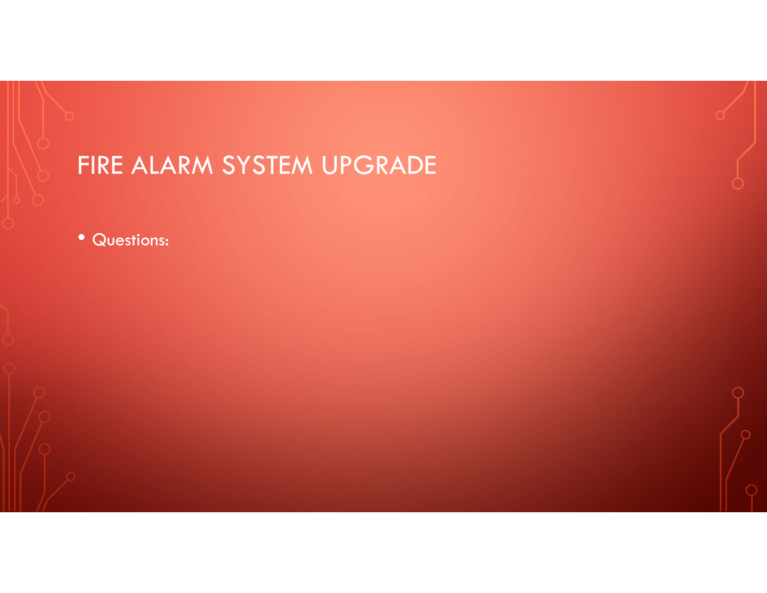# FIRE ALARM SYSTEM UPGRADE

- Questions: